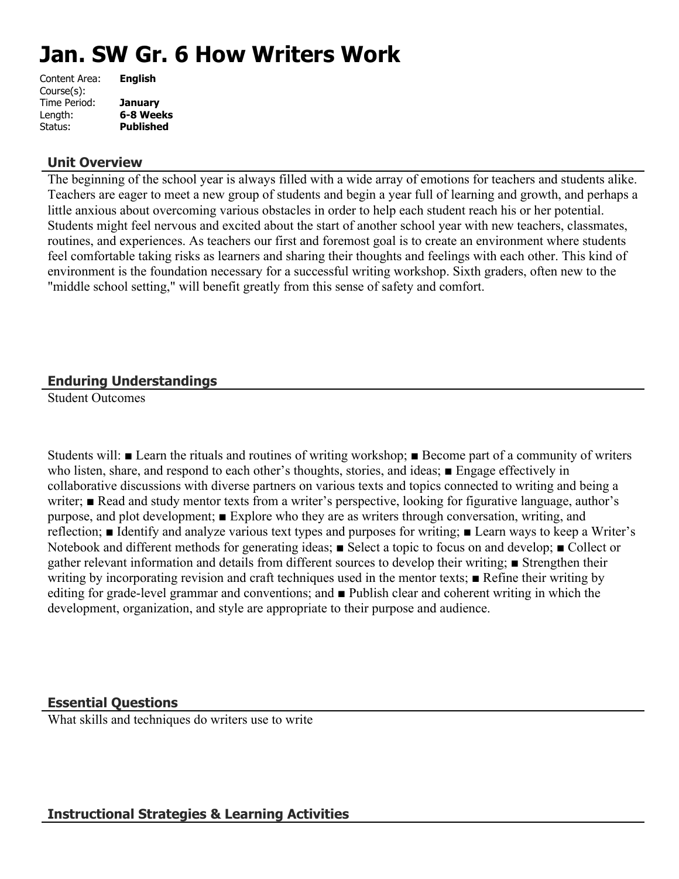# Jan. SW Gr. 6 How Writers Work

| | |
|---|---|
| Content Area: | **English** |
| Course(s): | |
| Time Period: | **January** |
| Length: | **6-8 Weeks** |
| Status: | **Published** |

## Unit Overview

The beginning of the school year is always filled with a wide array of emotions for teachers and students alike. Teachers are eager to meet a new group of students and begin a year full of learning and growth, and perhaps a little anxious about overcoming various obstacles in order to help each student reach his or her potential. Students might feel nervous and excited about the start of another school year with new teachers, classmates, routines, and experiences. As teachers our first and foremost goal is to create an environment where students feel comfortable taking risks as learners and sharing their thoughts and feelings with each other. This kind of environment is the foundation necessary for a successful writing workshop. Sixth graders, often new to the "middle school setting," will benefit greatly from this sense of safety and comfort.

## Enduring Understandings

Student Outcomes

Students will: ■ Learn the rituals and routines of writing workshop; ■ Become part of a community of writers who listen, share, and respond to each other's thoughts, stories, and ideas; ■ Engage effectively in collaborative discussions with diverse partners on various texts and topics connected to writing and being a writer; ■ Read and study mentor texts from a writer's perspective, looking for figurative language, author's purpose, and plot development; ■ Explore who they are as writers through conversation, writing, and reflection; ■ Identify and analyze various text types and purposes for writing; ■ Learn ways to keep a Writer's Notebook and different methods for generating ideas; ■ Select a topic to focus on and develop; ■ Collect or gather relevant information and details from different sources to develop their writing; ■ Strengthen their writing by incorporating revision and craft techniques used in the mentor texts; ■ Refine their writing by editing for grade-level grammar and conventions; and ■ Publish clear and coherent writing in which the development, organization, and style are appropriate to their purpose and audience.

## Essential Questions

What skills and techniques do writers use to write

## Instructional Strategies & Learning Activities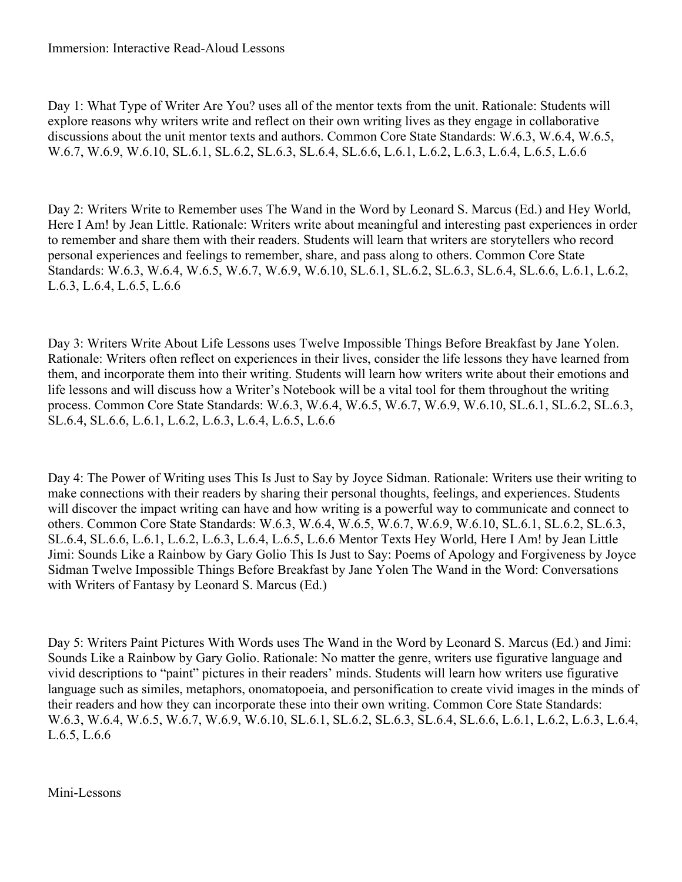Immersion: Interactive Read-Aloud Lessons

Day 1: What Type of Writer Are You? uses all of the mentor texts from the unit. Rationale: Students will explore reasons why writers write and reflect on their own writing lives as they engage in collaborative discussions about the unit mentor texts and authors. Common Core State Standards: W.6.3, W.6.4, W.6.5, W.6.7, W.6.9, W.6.10, SL.6.1, SL.6.2, SL.6.3, SL.6.4, SL.6.6, L.6.1, L.6.2, L.6.3, L.6.4, L.6.5, L.6.6

Day 2: Writers Write to Remember uses The Wand in the Word by Leonard S. Marcus (Ed.) and Hey World, Here I Am! by Jean Little. Rationale: Writers write about meaningful and interesting past experiences in order to remember and share them with their readers. Students will learn that writers are storytellers who record personal experiences and feelings to remember, share, and pass along to others. Common Core State Standards: W.6.3, W.6.4, W.6.5, W.6.7, W.6.9, W.6.10, SL.6.1, SL.6.2, SL.6.3, SL.6.4, SL.6.6, L.6.1, L.6.2, L.6.3, L.6.4, L.6.5, L.6.6

Day 3: Writers Write About Life Lessons uses Twelve Impossible Things Before Breakfast by Jane Yolen. Rationale: Writers often reflect on experiences in their lives, consider the life lessons they have learned from them, and incorporate them into their writing. Students will learn how writers write about their emotions and life lessons and will discuss how a Writer's Notebook will be a vital tool for them throughout the writing process. Common Core State Standards: W.6.3, W.6.4, W.6.5, W.6.7, W.6.9, W.6.10, SL.6.1, SL.6.2, SL.6.3, SL.6.4, SL.6.6, L.6.1, L.6.2, L.6.3, L.6.4, L.6.5, L.6.6

Day 4: The Power of Writing uses This Is Just to Say by Joyce Sidman. Rationale: Writers use their writing to make connections with their readers by sharing their personal thoughts, feelings, and experiences. Students will discover the impact writing can have and how writing is a powerful way to communicate and connect to others. Common Core State Standards: W.6.3, W.6.4, W.6.5, W.6.7, W.6.9, W.6.10, SL.6.1, SL.6.2, SL.6.3, SL.6.4, SL.6.6, L.6.1, L.6.2, L.6.3, L.6.4, L.6.5, L.6.6 Mentor Texts Hey World, Here I Am! by Jean Little Jimi: Sounds Like a Rainbow by Gary Golio This Is Just to Say: Poems of Apology and Forgiveness by Joyce Sidman Twelve Impossible Things Before Breakfast by Jane Yolen The Wand in the Word: Conversations with Writers of Fantasy by Leonard S. Marcus (Ed.)

Day 5: Writers Paint Pictures With Words uses The Wand in the Word by Leonard S. Marcus (Ed.) and Jimi: Sounds Like a Rainbow by Gary Golio. Rationale: No matter the genre, writers use figurative language and vivid descriptions to "paint" pictures in their readers' minds. Students will learn how writers use figurative language such as similes, metaphors, onomatopoeia, and personification to create vivid images in the minds of their readers and how they can incorporate these into their own writing. Common Core State Standards: W.6.3, W.6.4, W.6.5, W.6.7, W.6.9, W.6.10, SL.6.1, SL.6.2, SL.6.3, SL.6.4, SL.6.6, L.6.1, L.6.2, L.6.3, L.6.4, L.6.5, L.6.6

Mini-Lessons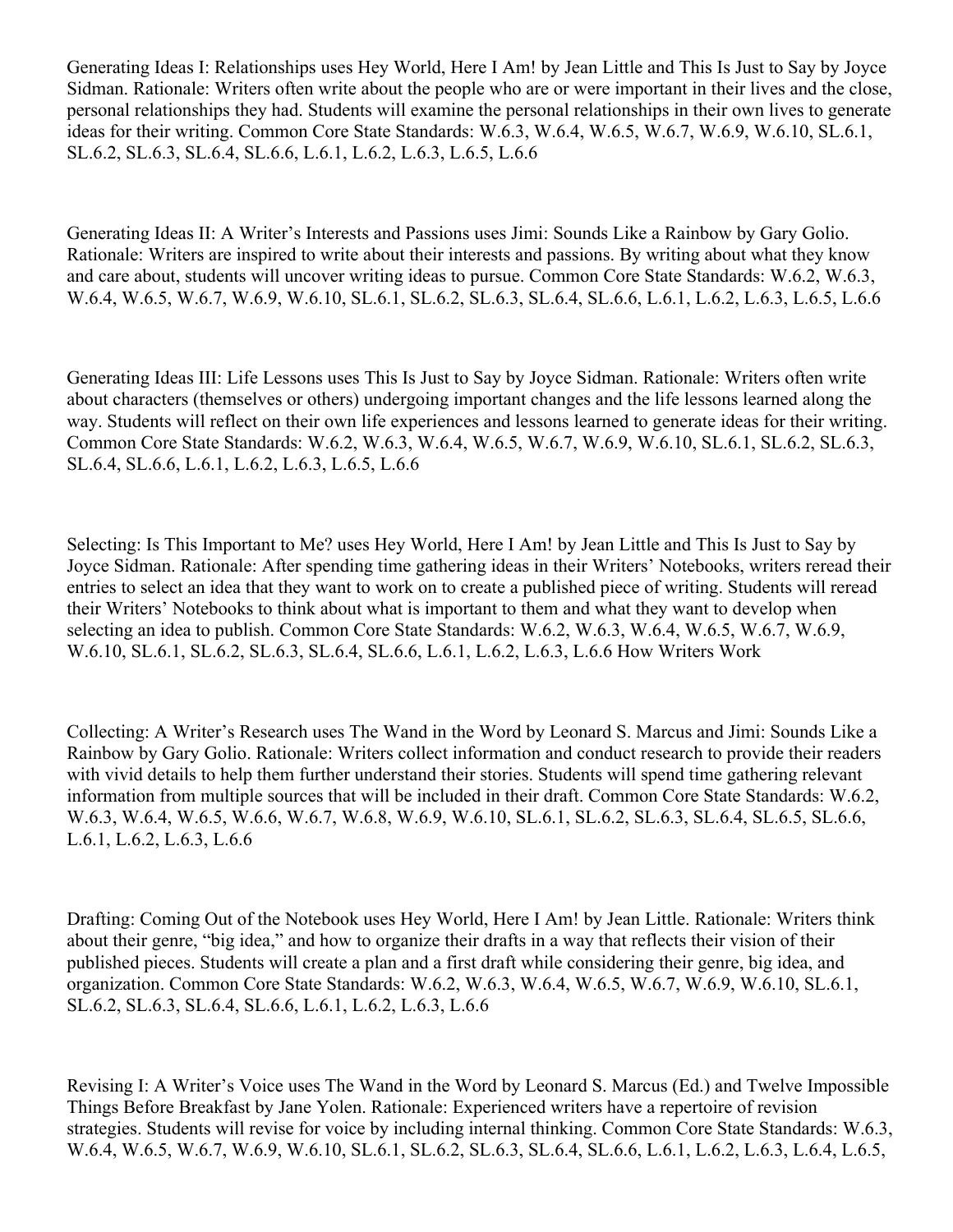Generating Ideas I: Relationships uses Hey World, Here I Am! by Jean Little and This Is Just to Say by Joyce Sidman. Rationale: Writers often write about the people who are or were important in their lives and the close, personal relationships they had. Students will examine the personal relationships in their own lives to generate ideas for their writing. Common Core State Standards: W.6.3, W.6.4, W.6.5, W.6.7, W.6.9, W.6.10, SL.6.1, SL.6.2, SL.6.3, SL.6.4, SL.6.6, L.6.1, L.6.2, L.6.3, L.6.5, L.6.6

Generating Ideas II: A Writer's Interests and Passions uses Jimi: Sounds Like a Rainbow by Gary Golio. Rationale: Writers are inspired to write about their interests and passions. By writing about what they know and care about, students will uncover writing ideas to pursue. Common Core State Standards: W.6.2, W.6.3, W.6.4, W.6.5, W.6.7, W.6.9, W.6.10, SL.6.1, SL.6.2, SL.6.3, SL.6.4, SL.6.6, L.6.1, L.6.2, L.6.3, L.6.5, L.6.6

Generating Ideas III: Life Lessons uses This Is Just to Say by Joyce Sidman. Rationale: Writers often write about characters (themselves or others) undergoing important changes and the life lessons learned along the way. Students will reflect on their own life experiences and lessons learned to generate ideas for their writing. Common Core State Standards: W.6.2, W.6.3, W.6.4, W.6.5, W.6.7, W.6.9, W.6.10, SL.6.1, SL.6.2, SL.6.3, SL.6.4, SL.6.6, L.6.1, L.6.2, L.6.3, L.6.5, L.6.6

Selecting: Is This Important to Me? uses Hey World, Here I Am! by Jean Little and This Is Just to Say by Joyce Sidman. Rationale: After spending time gathering ideas in their Writers' Notebooks, writers reread their entries to select an idea that they want to work on to create a published piece of writing. Students will reread their Writers' Notebooks to think about what is important to them and what they want to develop when selecting an idea to publish. Common Core State Standards: W.6.2, W.6.3, W.6.4, W.6.5, W.6.7, W.6.9, W.6.10, SL.6.1, SL.6.2, SL.6.3, SL.6.4, SL.6.6, L.6.1, L.6.2, L.6.3, L.6.6 How Writers Work

Collecting: A Writer's Research uses The Wand in the Word by Leonard S. Marcus and Jimi: Sounds Like a Rainbow by Gary Golio. Rationale: Writers collect information and conduct research to provide their readers with vivid details to help them further understand their stories. Students will spend time gathering relevant information from multiple sources that will be included in their draft. Common Core State Standards: W.6.2, W.6.3, W.6.4, W.6.5, W.6.6, W.6.7, W.6.8, W.6.9, W.6.10, SL.6.1, SL.6.2, SL.6.3, SL.6.4, SL.6.5, SL.6.6, L.6.1, L.6.2, L.6.3, L.6.6

Drafting: Coming Out of the Notebook uses Hey World, Here I Am! by Jean Little. Rationale: Writers think about their genre, "big idea," and how to organize their drafts in a way that reflects their vision of their published pieces. Students will create a plan and a first draft while considering their genre, big idea, and organization. Common Core State Standards: W.6.2, W.6.3, W.6.4, W.6.5, W.6.7, W.6.9, W.6.10, SL.6.1, SL.6.2, SL.6.3, SL.6.4, SL.6.6, L.6.1, L.6.2, L.6.3, L.6.6

Revising I: A Writer's Voice uses The Wand in the Word by Leonard S. Marcus (Ed.) and Twelve Impossible Things Before Breakfast by Jane Yolen. Rationale: Experienced writers have a repertoire of revision strategies. Students will revise for voice by including internal thinking. Common Core State Standards: W.6.3, W.6.4, W.6.5, W.6.7, W.6.9, W.6.10, SL.6.1, SL.6.2, SL.6.3, SL.6.4, SL.6.6, L.6.1, L.6.2, L.6.3, L.6.4, L.6.5,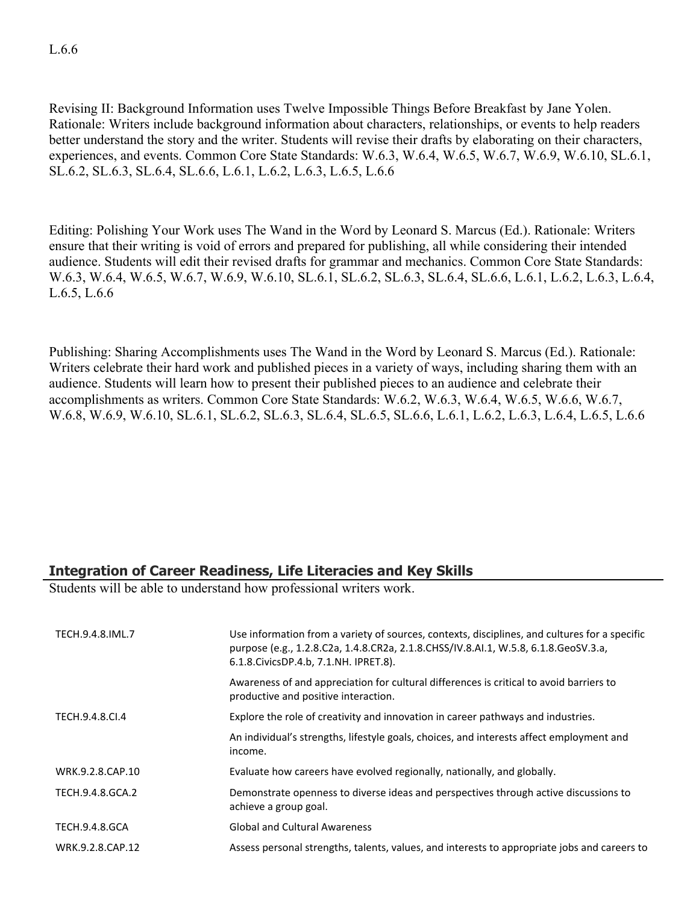L.6.6

Revising II: Background Information uses Twelve Impossible Things Before Breakfast by Jane Yolen. Rationale: Writers include background information about characters, relationships, or events to help readers better understand the story and the writer. Students will revise their drafts by elaborating on their characters, experiences, and events. Common Core State Standards: W.6.3, W.6.4, W.6.5, W.6.7, W.6.9, W.6.10, SL.6.1, SL.6.2, SL.6.3, SL.6.4, SL.6.6, L.6.1, L.6.2, L.6.3, L.6.5, L.6.6

Editing: Polishing Your Work uses The Wand in the Word by Leonard S. Marcus (Ed.). Rationale: Writers ensure that their writing is void of errors and prepared for publishing, all while considering their intended audience. Students will edit their revised drafts for grammar and mechanics. Common Core State Standards: W.6.3, W.6.4, W.6.5, W.6.7, W.6.9, W.6.10, SL.6.1, SL.6.2, SL.6.3, SL.6.4, SL.6.6, L.6.1, L.6.2, L.6.3, L.6.4, L.6.5, L.6.6

Publishing: Sharing Accomplishments uses The Wand in the Word by Leonard S. Marcus (Ed.). Rationale: Writers celebrate their hard work and published pieces in a variety of ways, including sharing them with an audience. Students will learn how to present their published pieces to an audience and celebrate their accomplishments as writers. Common Core State Standards: W.6.2, W.6.3, W.6.4, W.6.5, W.6.6, W.6.7, W.6.8, W.6.9, W.6.10, SL.6.1, SL.6.2, SL.6.3, SL.6.4, SL.6.5, SL.6.6, L.6.1, L.6.2, L.6.3, L.6.4, L.6.5, L.6.6

## Integration of Career Readiness, Life Literacies and Key Skills

Students will be able to understand how professional writers work.

| | |
|---|---|
| TECH.9.4.8.IML.7 | Use information from a variety of sources, contexts, disciplines, and cultures for a specific purpose (e.g., 1.2.8.C2a, 1.4.8.CR2a, 2.1.8.CHSS/IV.8.AI.1, W.5.8, 6.1.8.GeoSV.3.a, 6.1.8.CivicsDP.4.b, 7.1.NH. IPRET.8). |
| | Awareness of and appreciation for cultural differences is critical to avoid barriers to productive and positive interaction. |
| TECH.9.4.8.CI.4 | Explore the role of creativity and innovation in career pathways and industries. |
| | An individual's strengths, lifestyle goals, choices, and interests affect employment and income. |
| WRK.9.2.8.CAP.10 | Evaluate how careers have evolved regionally, nationally, and globally. |
| TECH.9.4.8.GCA.2 | Demonstrate openness to diverse ideas and perspectives through active discussions to achieve a group goal. |
| TECH.9.4.8.GCA | Global and Cultural Awareness |
| WRK.9.2.8.CAP.12 | Assess personal strengths, talents, values, and interests to appropriate jobs and careers to |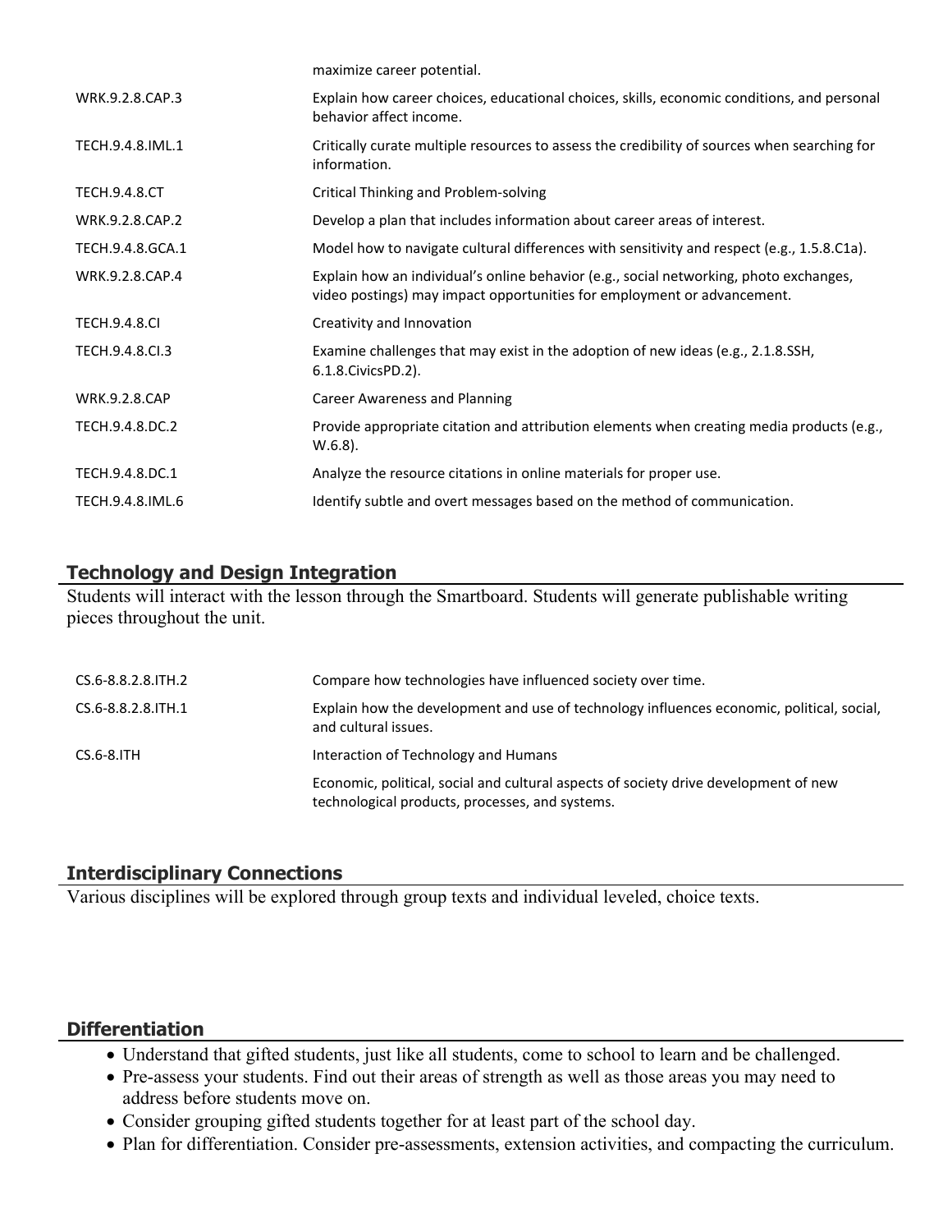| | |
|---|---|
| | maximize career potential. |
| WRK.9.2.8.CAP.3 | Explain how career choices, educational choices, skills, economic conditions, and personal behavior affect income. |
| TECH.9.4.8.IML.1 | Critically curate multiple resources to assess the credibility of sources when searching for information. |
| TECH.9.4.8.CT | Critical Thinking and Problem-solving |
| WRK.9.2.8.CAP.2 | Develop a plan that includes information about career areas of interest. |
| TECH.9.4.8.GCA.1 | Model how to navigate cultural differences with sensitivity and respect (e.g., 1.5.8.C1a). |
| WRK.9.2.8.CAP.4 | Explain how an individual's online behavior (e.g., social networking, photo exchanges, video postings) may impact opportunities for employment or advancement. |
| TECH.9.4.8.CI | Creativity and Innovation |
| TECH.9.4.8.CI.3 | Examine challenges that may exist in the adoption of new ideas (e.g., 2.1.8.SSH, 6.1.8.CivicsPD.2). |
| WRK.9.2.8.CAP | Career Awareness and Planning |
| TECH.9.4.8.DC.2 | Provide appropriate citation and attribution elements when creating media products (e.g., W.6.8). |
| TECH.9.4.8.DC.1 | Analyze the resource citations in online materials for proper use. |
| TECH.9.4.8.IML.6 | Identify subtle and overt messages based on the method of communication. |

## Technology and Design Integration

Students will interact with the lesson through the Smartboard. Students will generate publishable writing pieces throughout the unit.

| | |
|---|---|
| CS.6-8.8.2.8.ITH.2 | Compare how technologies have influenced society over time. |
| CS.6-8.8.2.8.ITH.1 | Explain how the development and use of technology influences economic, political, social, and cultural issues. |
| CS.6-8.ITH | Interaction of Technology and Humans |
| | Economic, political, social and cultural aspects of society drive development of new technological products, processes, and systems. |

## Interdisciplinary Connections

Various disciplines will be explored through group texts and individual leveled, choice texts.

## Differentiation

- Understand that gifted students, just like all students, come to school to learn and be challenged.
- Pre-assess your students. Find out their areas of strength as well as those areas you may need to address before students move on.
- Consider grouping gifted students together for at least part of the school day.
- Plan for differentiation. Consider pre-assessments, extension activities, and compacting the curriculum.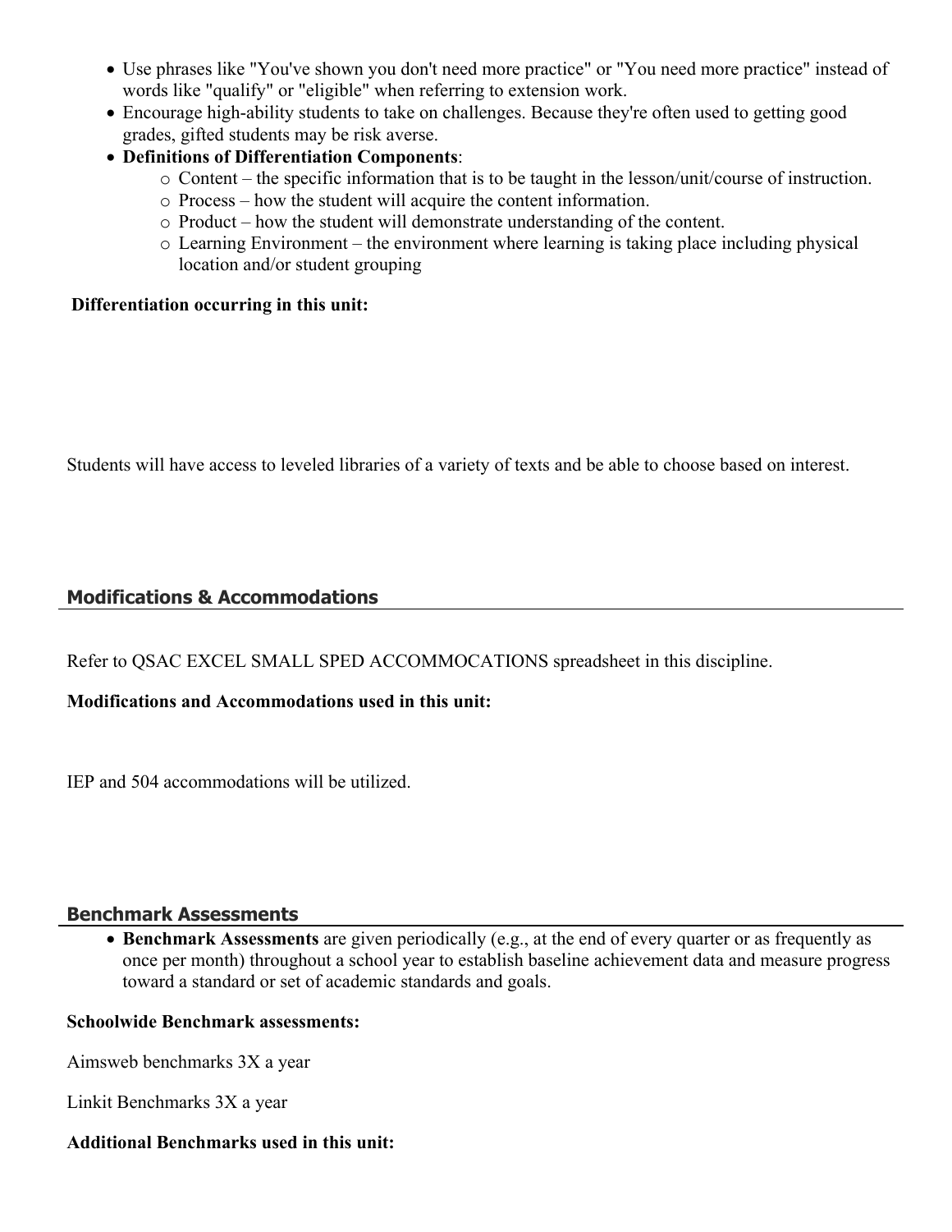- Use phrases like "You've shown you don't need more practice" or "You need more practice" instead of words like "qualify" or "eligible" when referring to extension work.
- Encourage high-ability students to take on challenges. Because they're often used to getting good grades, gifted students may be risk averse.
- **Definitions of Differentiation Components**:
  - Content – the specific information that is to be taught in the lesson/unit/course of instruction.
  - Process – how the student will acquire the content information.
  - Product – how the student will demonstrate understanding of the content.
  - Learning Environment – the environment where learning is taking place including physical location and/or student grouping

**Differentiation occurring in this unit:**

Students will have access to leveled libraries of a variety of texts and be able to choose based on interest.

## Modifications & Accommodations

Refer to QSAC EXCEL SMALL SPED ACCOMMOCATIONS spreadsheet in this discipline.

**Modifications and Accommodations used in this unit:**

IEP and 504 accommodations will be utilized.

## Benchmark Assessments

- **Benchmark Assessments** are given periodically (e.g., at the end of every quarter or as frequently as once per month) throughout a school year to establish baseline achievement data and measure progress toward a standard or set of academic standards and goals.

**Schoolwide Benchmark assessments:**

Aimsweb benchmarks 3X a year

Linkit Benchmarks 3X a year

**Additional Benchmarks used in this unit:**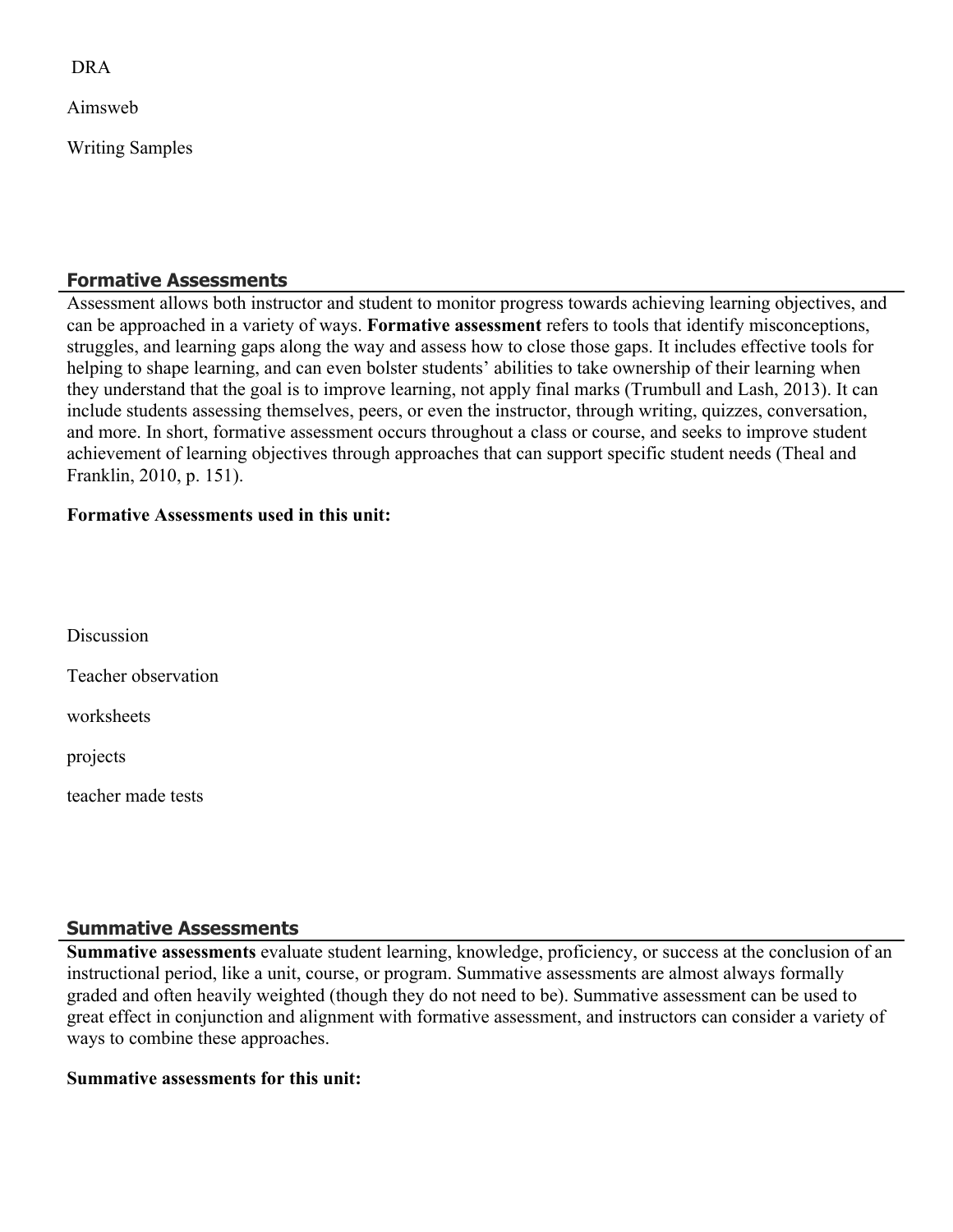DRA

Aimsweb

Writing Samples

## Formative Assessments

Assessment allows both instructor and student to monitor progress towards achieving learning objectives, and can be approached in a variety of ways. **Formative assessment** refers to tools that identify misconceptions, struggles, and learning gaps along the way and assess how to close those gaps. It includes effective tools for helping to shape learning, and can even bolster students' abilities to take ownership of their learning when they understand that the goal is to improve learning, not apply final marks (Trumbull and Lash, 2013). It can include students assessing themselves, peers, or even the instructor, through writing, quizzes, conversation, and more. In short, formative assessment occurs throughout a class or course, and seeks to improve student achievement of learning objectives through approaches that can support specific student needs (Theal and Franklin, 2010, p. 151).

**Formative Assessments used in this unit:**

Discussion

Teacher observation

worksheets

projects

teacher made tests

## Summative Assessments

**Summative assessments** evaluate student learning, knowledge, proficiency, or success at the conclusion of an instructional period, like a unit, course, or program. Summative assessments are almost always formally graded and often heavily weighted (though they do not need to be). Summative assessment can be used to great effect in conjunction and alignment with formative assessment, and instructors can consider a variety of ways to combine these approaches.

**Summative assessments for this unit:**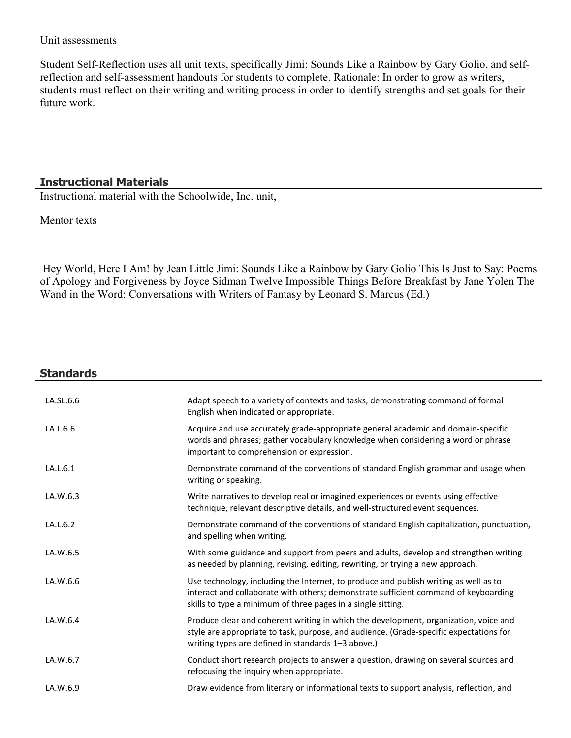Unit assessments

Student Self-Reflection uses all unit texts, specifically Jimi: Sounds Like a Rainbow by Gary Golio, and self-reflection and self-assessment handouts for students to complete. Rationale: In order to grow as writers, students must reflect on their writing and writing process in order to identify strengths and set goals for their future work.

## Instructional Materials

Instructional material with the Schoolwide, Inc. unit,

Mentor texts

Hey World, Here I Am! by Jean Little Jimi: Sounds Like a Rainbow by Gary Golio This Is Just to Say: Poems of Apology and Forgiveness by Joyce Sidman Twelve Impossible Things Before Breakfast by Jane Yolen The Wand in the Word: Conversations with Writers of Fantasy by Leonard S. Marcus (Ed.)

## Standards

| | |
|---|---|
| LA.SL.6.6 | Adapt speech to a variety of contexts and tasks, demonstrating command of formal English when indicated or appropriate. |
| LA.L.6.6 | Acquire and use accurately grade-appropriate general academic and domain-specific words and phrases; gather vocabulary knowledge when considering a word or phrase important to comprehension or expression. |
| LA.L.6.1 | Demonstrate command of the conventions of standard English grammar and usage when writing or speaking. |
| LA.W.6.3 | Write narratives to develop real or imagined experiences or events using effective technique, relevant descriptive details, and well-structured event sequences. |
| LA.L.6.2 | Demonstrate command of the conventions of standard English capitalization, punctuation, and spelling when writing. |
| LA.W.6.5 | With some guidance and support from peers and adults, develop and strengthen writing as needed by planning, revising, editing, rewriting, or trying a new approach. |
| LA.W.6.6 | Use technology, including the Internet, to produce and publish writing as well as to interact and collaborate with others; demonstrate sufficient command of keyboarding skills to type a minimum of three pages in a single sitting. |
| LA.W.6.4 | Produce clear and coherent writing in which the development, organization, voice and style are appropriate to task, purpose, and audience. (Grade-specific expectations for writing types are defined in standards 1–3 above.) |
| LA.W.6.7 | Conduct short research projects to answer a question, drawing on several sources and refocusing the inquiry when appropriate. |
| LA.W.6.9 | Draw evidence from literary or informational texts to support analysis, reflection, and |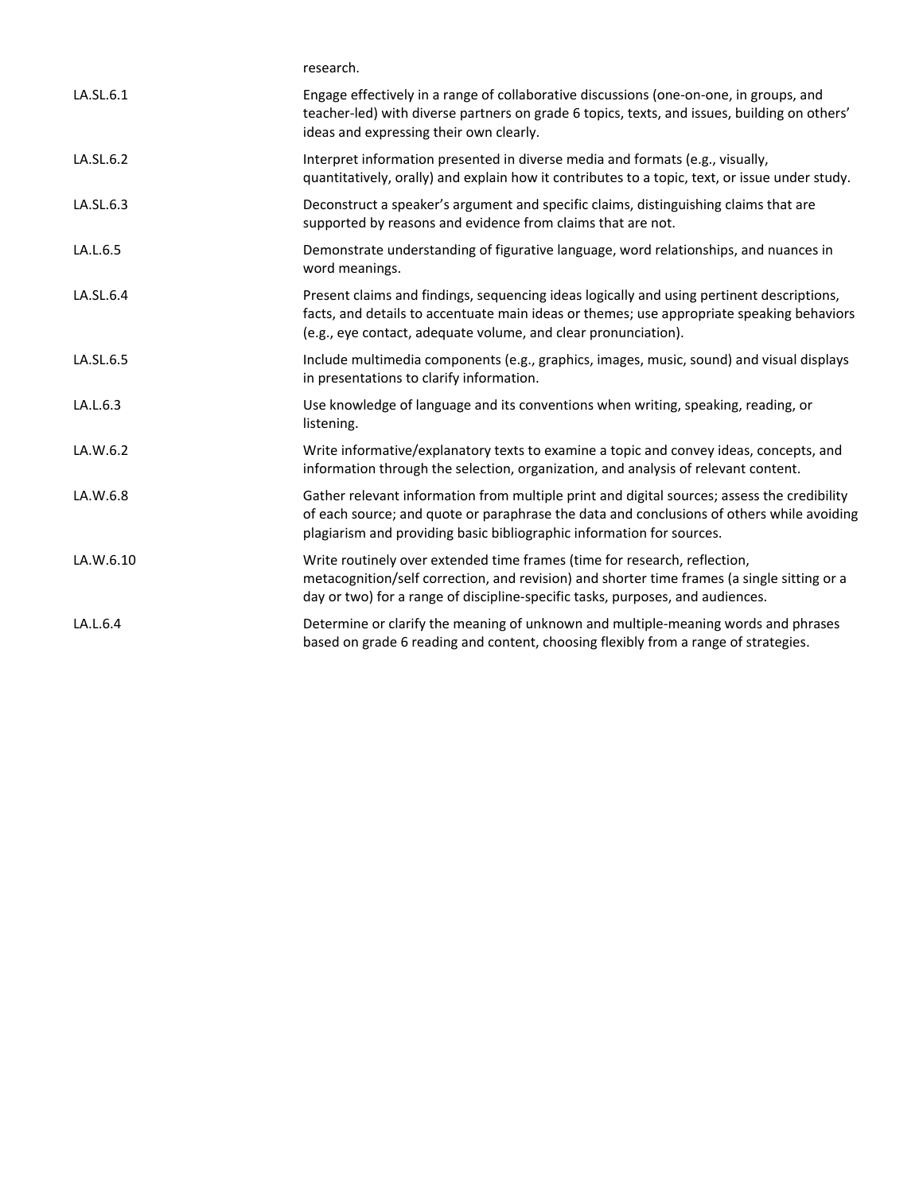| | |
|---|---|
| | research. |
| LA.SL.6.1 | Engage effectively in a range of collaborative discussions (one-on-one, in groups, and teacher-led) with diverse partners on grade 6 topics, texts, and issues, building on others' ideas and expressing their own clearly. |
| LA.SL.6.2 | Interpret information presented in diverse media and formats (e.g., visually, quantitatively, orally) and explain how it contributes to a topic, text, or issue under study. |
| LA.SL.6.3 | Deconstruct a speaker's argument and specific claims, distinguishing claims that are supported by reasons and evidence from claims that are not. |
| LA.L.6.5 | Demonstrate understanding of figurative language, word relationships, and nuances in word meanings. |
| LA.SL.6.4 | Present claims and findings, sequencing ideas logically and using pertinent descriptions, facts, and details to accentuate main ideas or themes; use appropriate speaking behaviors (e.g., eye contact, adequate volume, and clear pronunciation). |
| LA.SL.6.5 | Include multimedia components (e.g., graphics, images, music, sound) and visual displays in presentations to clarify information. |
| LA.L.6.3 | Use knowledge of language and its conventions when writing, speaking, reading, or listening. |
| LA.W.6.2 | Write informative/explanatory texts to examine a topic and convey ideas, concepts, and information through the selection, organization, and analysis of relevant content. |
| LA.W.6.8 | Gather relevant information from multiple print and digital sources; assess the credibility of each source; and quote or paraphrase the data and conclusions of others while avoiding plagiarism and providing basic bibliographic information for sources. |
| LA.W.6.10 | Write routinely over extended time frames (time for research, reflection, metacognition/self correction, and revision) and shorter time frames (a single sitting or a day or two) for a range of discipline-specific tasks, purposes, and audiences. |
| LA.L.6.4 | Determine or clarify the meaning of unknown and multiple-meaning words and phrases based on grade 6 reading and content, choosing flexibly from a range of strategies. |